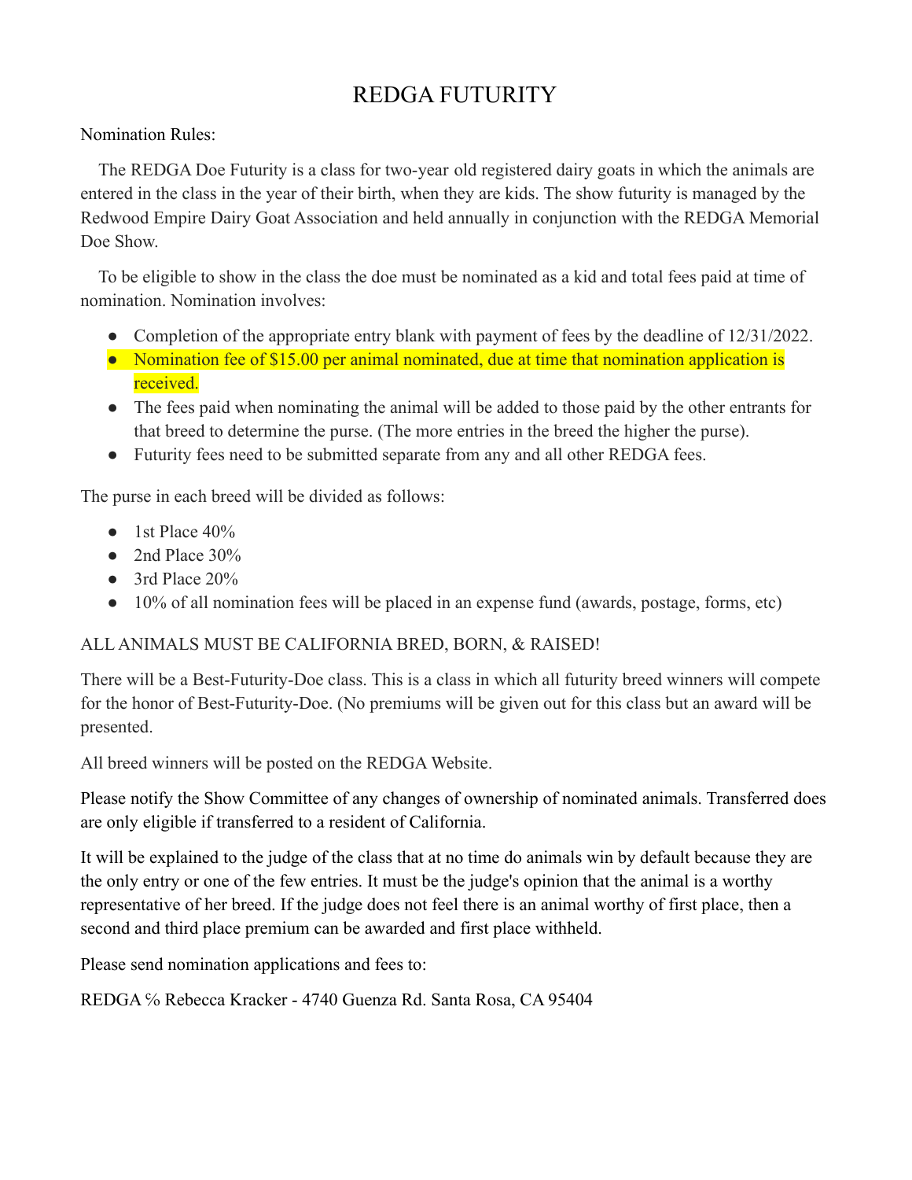# REDGA FUTURITY

Nomination Rules:

The REDGA Doe Futurity is a class for two-year old registered dairy goats in which the animals are entered in the class in the year of their birth, when they are kids. The show futurity is managed by the Redwood Empire Dairy Goat Association and held annually in conjunction with the REDGA Memorial Doe Show.

To be eligible to show in the class the doe must be nominated as a kid and total fees paid at time of nomination. Nomination involves:

- Completion of the appropriate entry blank with payment of fees by the deadline of 12/31/2022.
- Nomination fee of $15.00 per animal nominated, due at time that nomination application is received.
- The fees paid when nominating the animal will be added to those paid by the other entrants for that breed to determine the purse. (The more entries in the breed the higher the purse).
- Futurity fees need to be submitted separate from any and all other REDGA fees.

The purse in each breed will be divided as follows:

- 1st Place 40%
- 2nd Place 30%
- 3rd Place 20%
- 10% of all nomination fees will be placed in an expense fund (awards, postage, forms, etc)

ALL ANIMALS MUST BE CALIFORNIA BRED, BORN, & RAISED!

There will be a Best-Futurity-Doe class. This is a class in which all futurity breed winners will compete for the honor of Best-Futurity-Doe. (No premiums will be given out for this class but an award will be presented.

All breed winners will be posted on the REDGA Website.

Please notify the Show Committee of any changes of ownership of nominated animals. Transferred does are only eligible if transferred to a resident of California.

It will be explained to the judge of the class that at no time do animals win by default because they are the only entry or one of the few entries. It must be the judge's opinion that the animal is a worthy representative of her breed. If the judge does not feel there is an animal worthy of first place, then a second and third place premium can be awarded and first place withheld.

Please send nomination applications and fees to:

REDGA ℅ Rebecca Kracker - 4740 Guenza Rd. Santa Rosa, CA 95404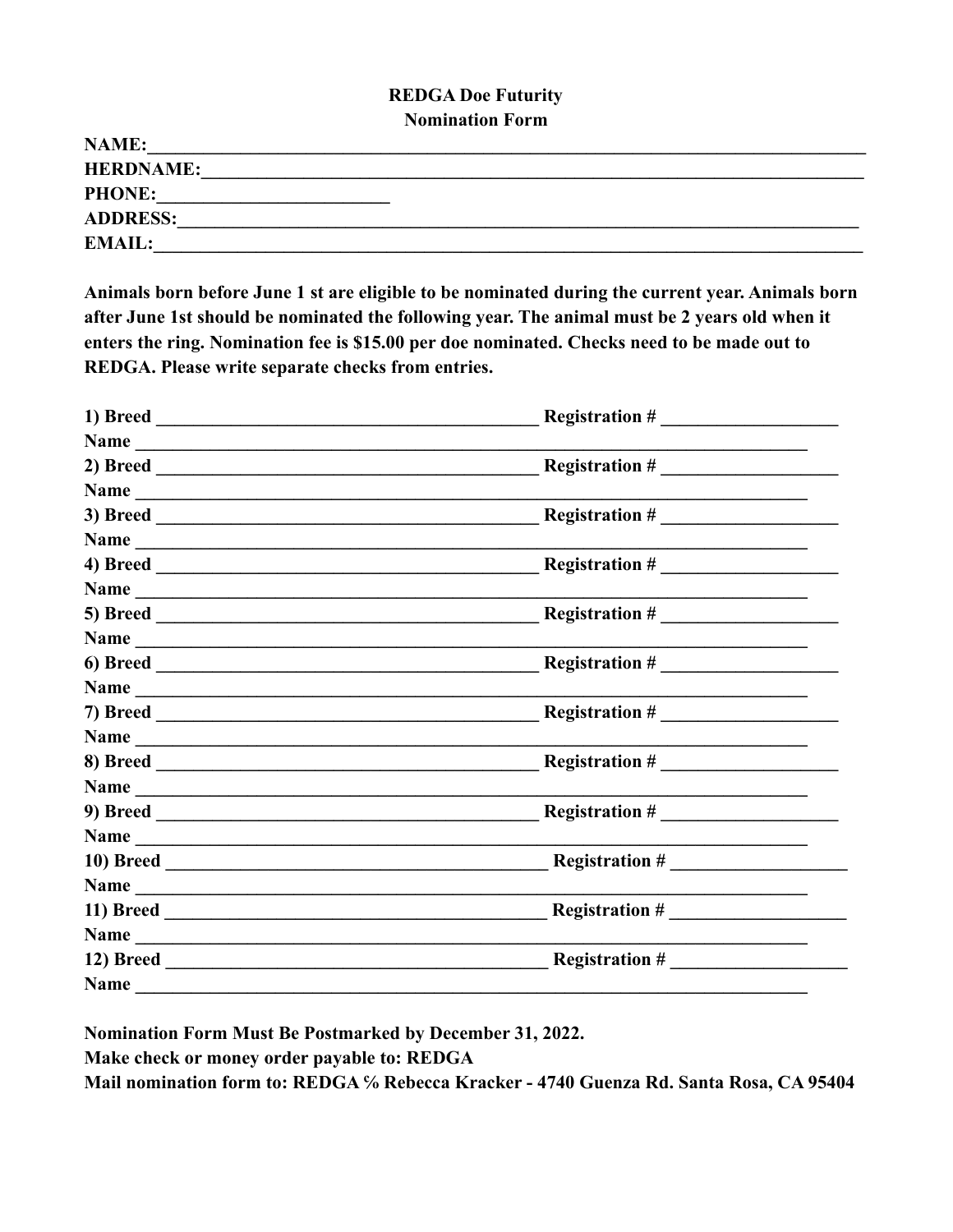**REDGA Doe Futurity**
**Nomination Form**

**NAME:**________________________________________________________________________________

**HERDNAME:**___________________________________________________________________________

**PHONE:**_________________________

**ADDRESS:**_____________________________________________________________________________

**EMAIL:**_______________________________________________________________________________

**Animals born before June 1 st are eligible to be nominated during the current year. Animals born after June 1st should be nominated the following year. The animal must be 2 years old when it enters the ring. Nomination fee is $15.00 per doe nominated. Checks need to be made out to REDGA. Please write separate checks from entries.**

**1) Breed** __________________________________________ **Registration #** ___________________
**Name** ________________________________________________________________________________

**2) Breed** __________________________________________ **Registration #** ___________________
**Name** ________________________________________________________________________________

**3) Breed** __________________________________________ **Registration #** ___________________
**Name** ________________________________________________________________________________

**4) Breed** __________________________________________ **Registration #** ___________________
**Name** ________________________________________________________________________________

**5) Breed** __________________________________________ **Registration #** ___________________
**Name** ________________________________________________________________________________

**6) Breed** __________________________________________ **Registration #** ___________________
**Name** ________________________________________________________________________________

**7) Breed** __________________________________________ **Registration #** ___________________
**Name** ________________________________________________________________________________

**8) Breed** __________________________________________ **Registration #** ___________________
**Name** ________________________________________________________________________________

**9) Breed** __________________________________________ **Registration #** ___________________
**Name** ________________________________________________________________________________

**10) Breed** __________________________________________ **Registration #** ___________________
**Name** ________________________________________________________________________________

**11) Breed** __________________________________________ **Registration #** ___________________
**Name** ________________________________________________________________________________

**12) Breed** __________________________________________ **Registration #** ___________________
**Name** ________________________________________________________________________________

**Nomination Form Must Be Postmarked by December 31, 2022.**
**Make check or money order payable to: REDGA**
**Mail nomination form to: REDGA % Rebecca Kracker - 4740 Guenza Rd. Santa Rosa, CA 95404**